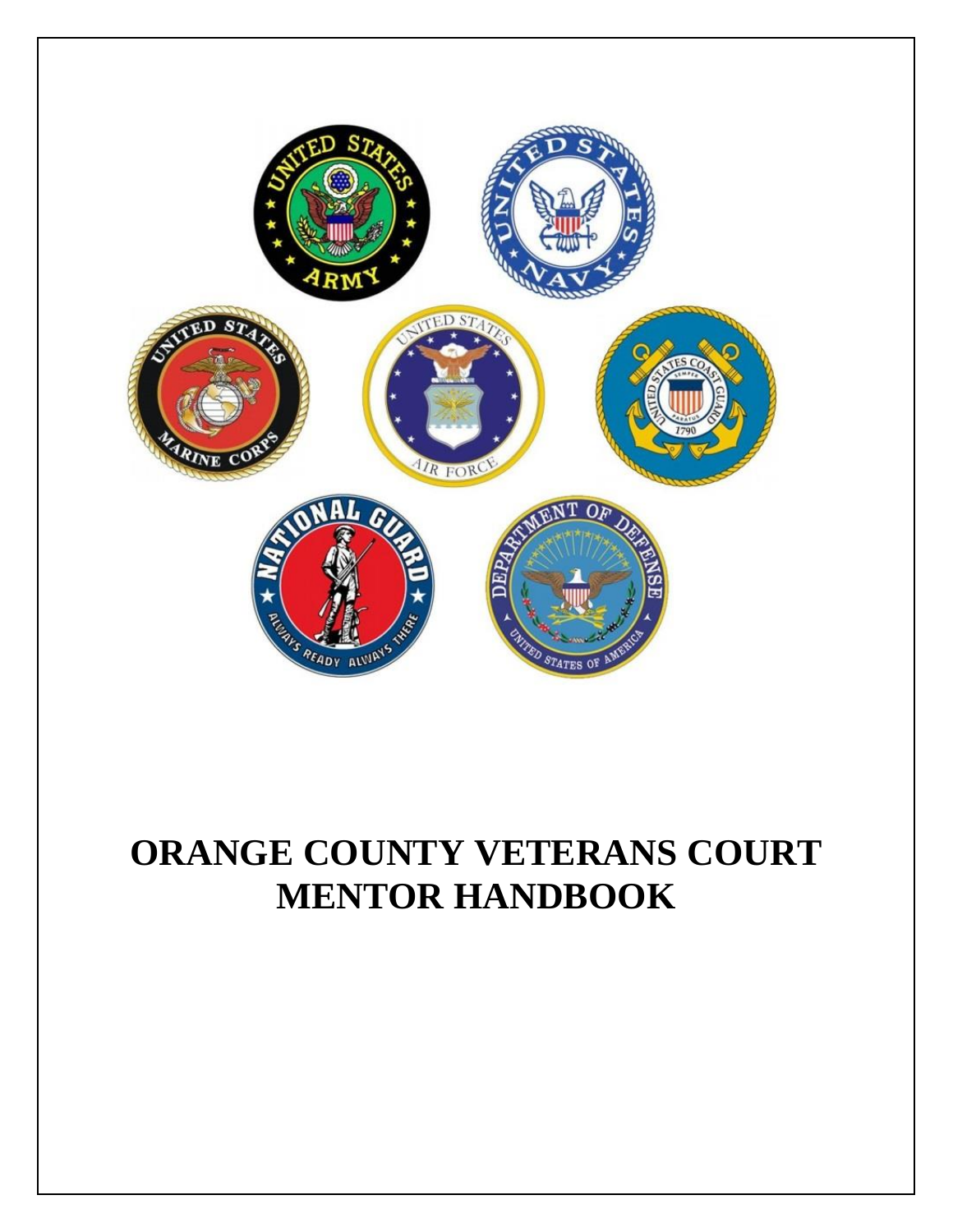# ORANGE COUNTY VETERANS COURT MENTOR HANDBOOK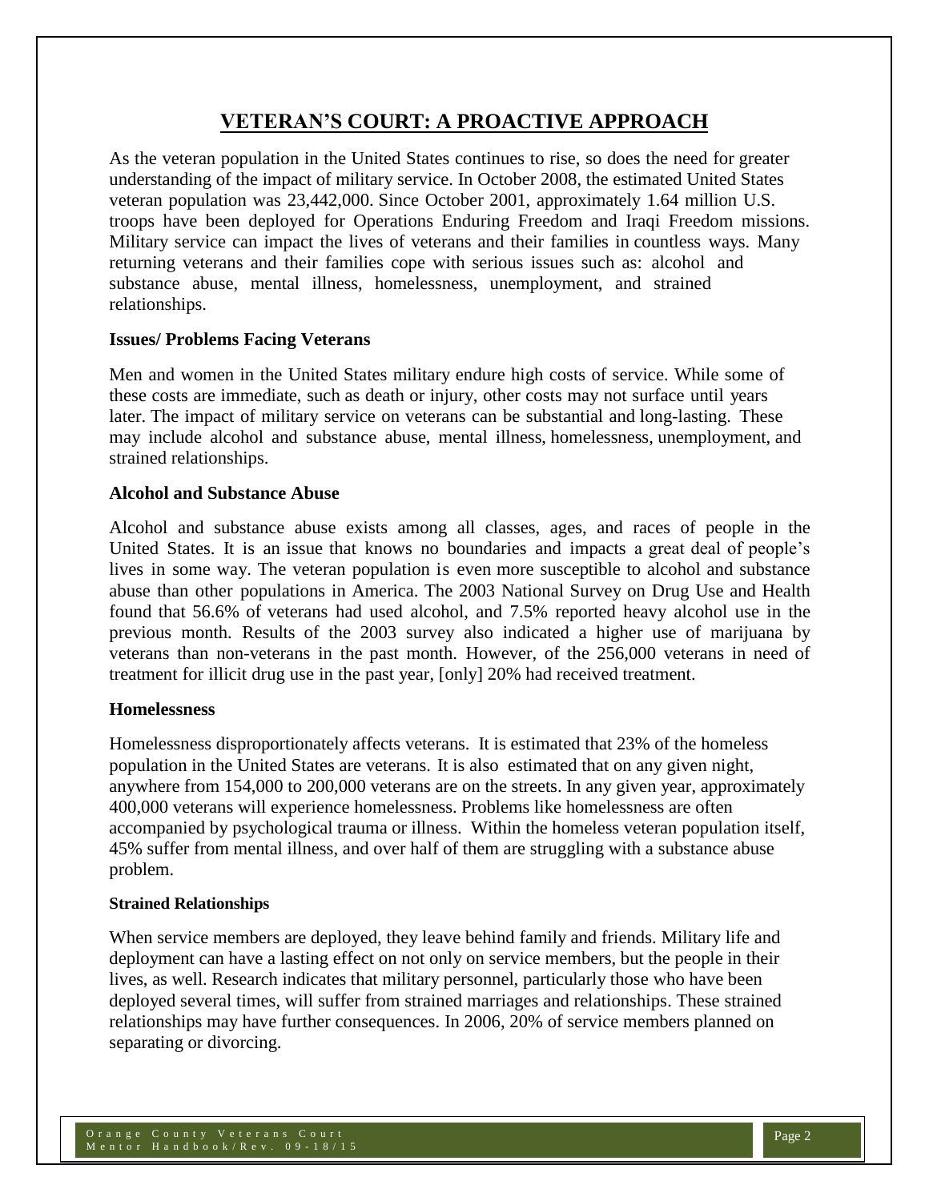# VETERAN'S COURT: A PROACTIVE APPROACH

As the veteran population in the United States continues to rise, so does the need for greater understanding of the impact of military service. In October 2008, the estimated United States veteran population was 23,442,000. Since October 2001, approximately 1.64 million U.S. troops have been deployed for Operations Enduring Freedom and Iraqi Freedom missions. Military service can impact the lives of veterans and their families in countless ways. Many returning veterans and their families cope with serious issues such as: alcohol and substance abuse, mental illness, homelessness, unemployment, and strained relationships.

### Issues/ Problems Facing Veterans

Men and women in the United States military endure high costs of service. While some of these costs are immediate, such as death or injury, other costs may not surface until years later. The impact of military service on veterans can be substantial and long-lasting. These may include alcohol and substance abuse, mental illness, homelessness, unemployment, and strained relationships.

### Alcohol and Substance Abuse

Alcohol and substance abuse exists among all classes, ages, and races of people in the United States. It is an issue that knows no boundaries and impacts a great deal of people's lives in some way. The veteran population is even more susceptible to alcohol and substance abuse than other populations in America. The 2003 National Survey on Drug Use and Health found that 56.6% of veterans had used alcohol, and 7.5% reported heavy alcohol use in the previous month. Results of the 2003 survey also indicated a higher use of marijuana by veterans than non-veterans in the past month. However, of the 256,000 veterans in need of treatment for illicit drug use in the past year, [only] 20% had received treatment.

### Homelessness

Homelessness disproportionately affects veterans. It is estimated that 23% of the homeless population in the United States are veterans. It is also estimated that on any given night, anywhere from 154,000 to 200,000 veterans are on the streets. In any given year, approximately 400,000 veterans will experience homelessness. Problems like homelessness are often accompanied by psychological trauma or illness. Within the homeless veteran population itself, 45% suffer from mental illness, and over half of them are struggling with a substance abuse problem.

#### Strained Relationships

When service members are deployed, they leave behind family and friends. Military life and deployment can have a lasting effect on not only on service members, but the people in their lives, as well. Research indicates that military personnel, particularly those who have been deployed several times, will suffer from strained marriages and relationships. These strained relationships may have further consequences. In 2006, 20% of service members planned on separating or divorcing.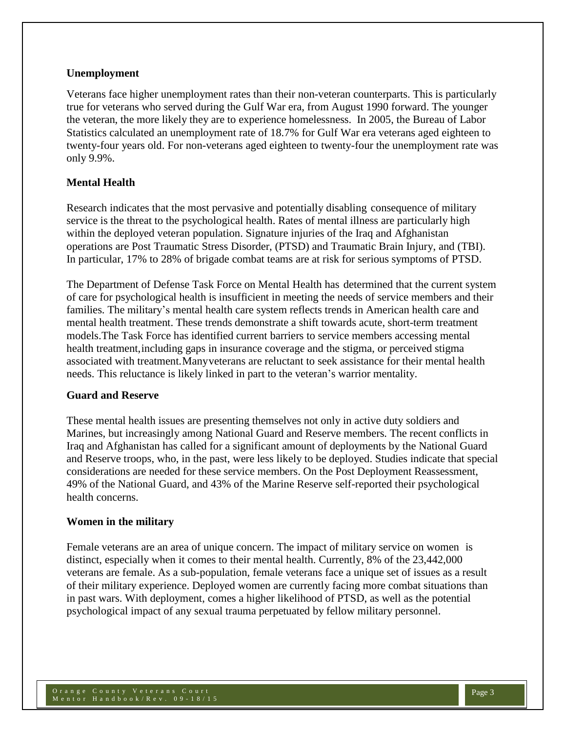**Unemployment**

Veterans face higher unemployment rates than their non-veteran counterparts. This is particularly true for veterans who served during the Gulf War era, from August 1990 forward. The younger the veteran, the more likely they are to experience homelessness. In 2005, the Bureau of Labor Statistics calculated an unemployment rate of 18.7% for Gulf War era veterans aged eighteen to twenty-four years old. For non-veterans aged eighteen to twenty-four the unemployment rate was only 9.9%.

**Mental Health**

Research indicates that the most pervasive and potentially disabling consequence of military service is the threat to the psychological health. Rates of mental illness are particularly high within the deployed veteran population. Signature injuries of the Iraq and Afghanistan operations are Post Traumatic Stress Disorder, (PTSD) and Traumatic Brain Injury, and (TBI). In particular, 17% to 28% of brigade combat teams are at risk for serious symptoms of PTSD.

The Department of Defense Task Force on Mental Health has determined that the current system of care for psychological health is insufficient in meeting the needs of service members and their families. The military's mental health care system reflects trends in American health care and mental health treatment. These trends demonstrate a shift towards acute, short-term treatment models.The Task Force has identified current barriers to service members accessing mental health treatment,including gaps in insurance coverage and the stigma, or perceived stigma associated with treatment.Manyveterans are reluctant to seek assistance for their mental health needs. This reluctance is likely linked in part to the veteran's warrior mentality.

**Guard and Reserve**

These mental health issues are presenting themselves not only in active duty soldiers and Marines, but increasingly among National Guard and Reserve members. The recent conflicts in Iraq and Afghanistan has called for a significant amount of deployments by the National Guard and Reserve troops, who, in the past, were less likely to be deployed. Studies indicate that special considerations are needed for these service members. On the Post Deployment Reassessment, 49% of the National Guard, and 43% of the Marine Reserve self-reported their psychological health concerns.

**Women in the military**

Female veterans are an area of unique concern. The impact of military service on women is distinct, especially when it comes to their mental health. Currently, 8% of the 23,442,000 veterans are female. As a sub-population, female veterans face a unique set of issues as a result of their military experience. Deployed women are currently facing more combat situations than in past wars. With deployment, comes a higher likelihood of PTSD, as well as the potential psychological impact of any sexual trauma perpetuated by fellow military personnel.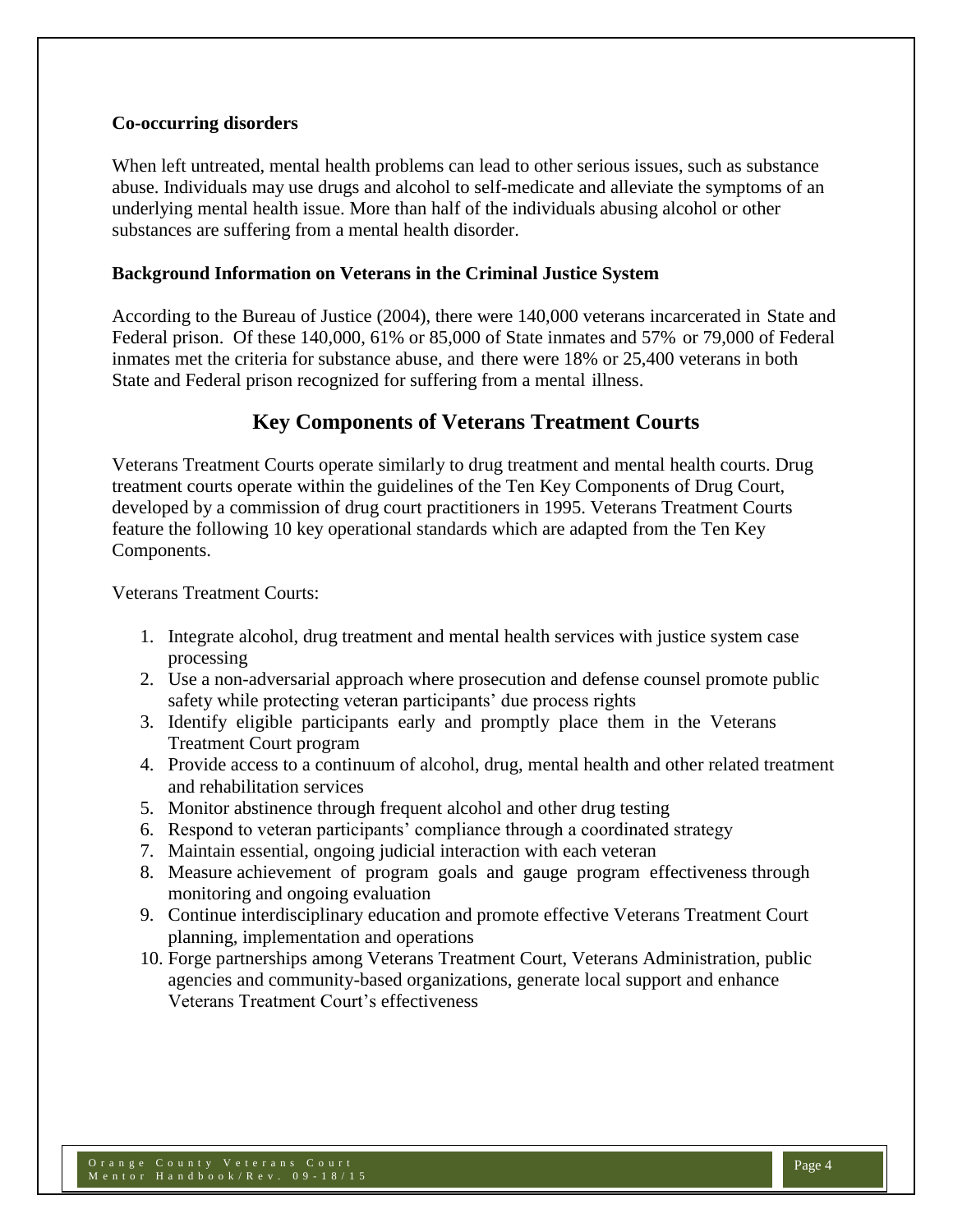**Co-occurring disorders**

When left untreated, mental health problems can lead to other serious issues, such as substance abuse. Individuals may use drugs and alcohol to self-medicate and alleviate the symptoms of an underlying mental health issue. More than half of the individuals abusing alcohol or other substances are suffering from a mental health disorder.

**Background Information on Veterans in the Criminal Justice System**

According to the Bureau of Justice (2004), there were 140,000 veterans incarcerated in State and Federal prison. Of these 140,000, 61% or 85,000 of State inmates and 57% or 79,000 of Federal inmates met the criteria for substance abuse, and there were 18% or 25,400 veterans in both State and Federal prison recognized for suffering from a mental illness.

## Key Components of Veterans Treatment Courts

Veterans Treatment Courts operate similarly to drug treatment and mental health courts. Drug treatment courts operate within the guidelines of the Ten Key Components of Drug Court, developed by a commission of drug court practitioners in 1995. Veterans Treatment Courts feature the following 10 key operational standards which are adapted from the Ten Key Components.

Veterans Treatment Courts:

1. Integrate alcohol, drug treatment and mental health services with justice system case processing
2. Use a non-adversarial approach where prosecution and defense counsel promote public safety while protecting veteran participants' due process rights
3. Identify eligible participants early and promptly place them in the Veterans Treatment Court program
4. Provide access to a continuum of alcohol, drug, mental health and other related treatment and rehabilitation services
5. Monitor abstinence through frequent alcohol and other drug testing
6. Respond to veteran participants' compliance through a coordinated strategy
7. Maintain essential, ongoing judicial interaction with each veteran
8. Measure achievement of program goals and gauge program effectiveness through monitoring and ongoing evaluation
9. Continue interdisciplinary education and promote effective Veterans Treatment Court planning, implementation and operations
10. Forge partnerships among Veterans Treatment Court, Veterans Administration, public agencies and community-based organizations, generate local support and enhance Veterans Treatment Court's effectiveness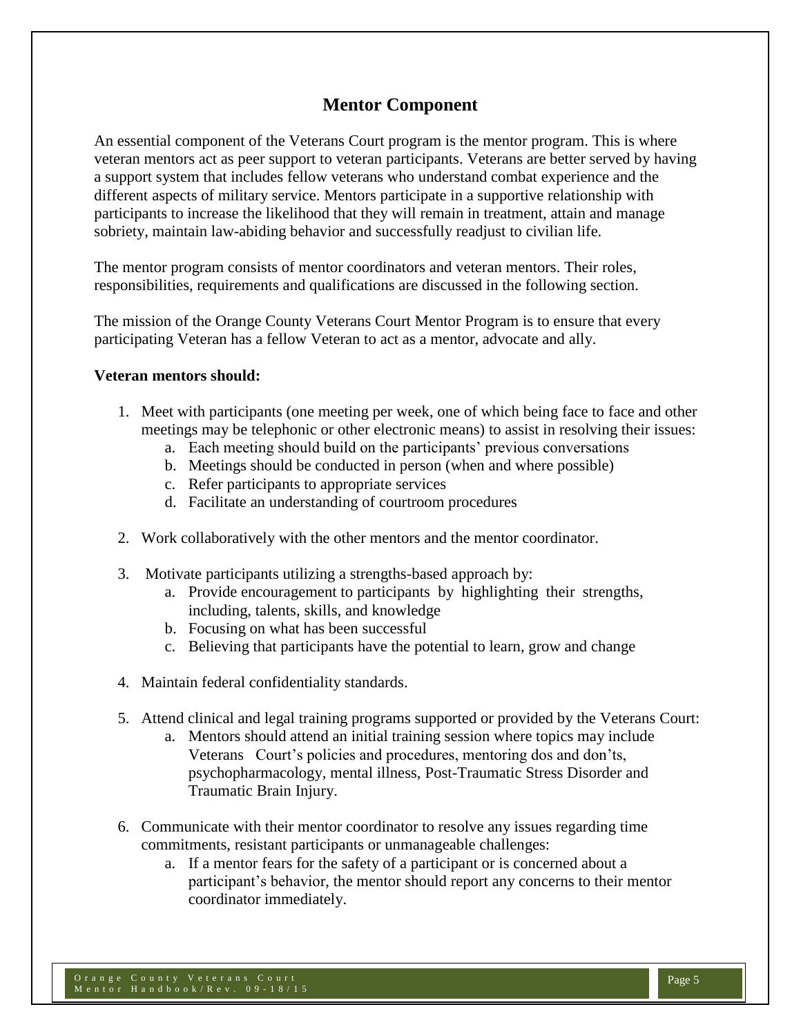## Mentor Component

An essential component of the Veterans Court program is the mentor program. This is where veteran mentors act as peer support to veteran participants. Veterans are better served by having a support system that includes fellow veterans who understand combat experience and the different aspects of military service. Mentors participate in a supportive relationship with participants to increase the likelihood that they will remain in treatment, attain and manage sobriety, maintain law-abiding behavior and successfully readjust to civilian life.

The mentor program consists of mentor coordinators and veteran mentors. Their roles, responsibilities, requirements and qualifications are discussed in the following section.

The mission of the Orange County Veterans Court Mentor Program is to ensure that every participating Veteran has a fellow Veteran to act as a mentor, advocate and ally.

**Veteran mentors should:**

1. Meet with participants (one meeting per week, one of which being face to face and other meetings may be telephonic or other electronic means) to assist in resolving their issues:
   a. Each meeting should build on the participants' previous conversations
   b. Meetings should be conducted in person (when and where possible)
   c. Refer participants to appropriate services
   d. Facilitate an understanding of courtroom procedures
2. Work collaboratively with the other mentors and the mentor coordinator.
3. Motivate participants utilizing a strengths-based approach by:
   a. Provide encouragement to participants by highlighting their strengths, including, talents, skills, and knowledge
   b. Focusing on what has been successful
   c. Believing that participants have the potential to learn, grow and change
4. Maintain federal confidentiality standards.
5. Attend clinical and legal training programs supported or provided by the Veterans Court:
   a. Mentors should attend an initial training session where topics may include Veterans Court's policies and procedures, mentoring dos and don'ts, psychopharmacology, mental illness, Post-Traumatic Stress Disorder and Traumatic Brain Injury.
6. Communicate with their mentor coordinator to resolve any issues regarding time commitments, resistant participants or unmanageable challenges:
   a. If a mentor fears for the safety of a participant or is concerned about a participant's behavior, the mentor should report any concerns to their mentor coordinator immediately.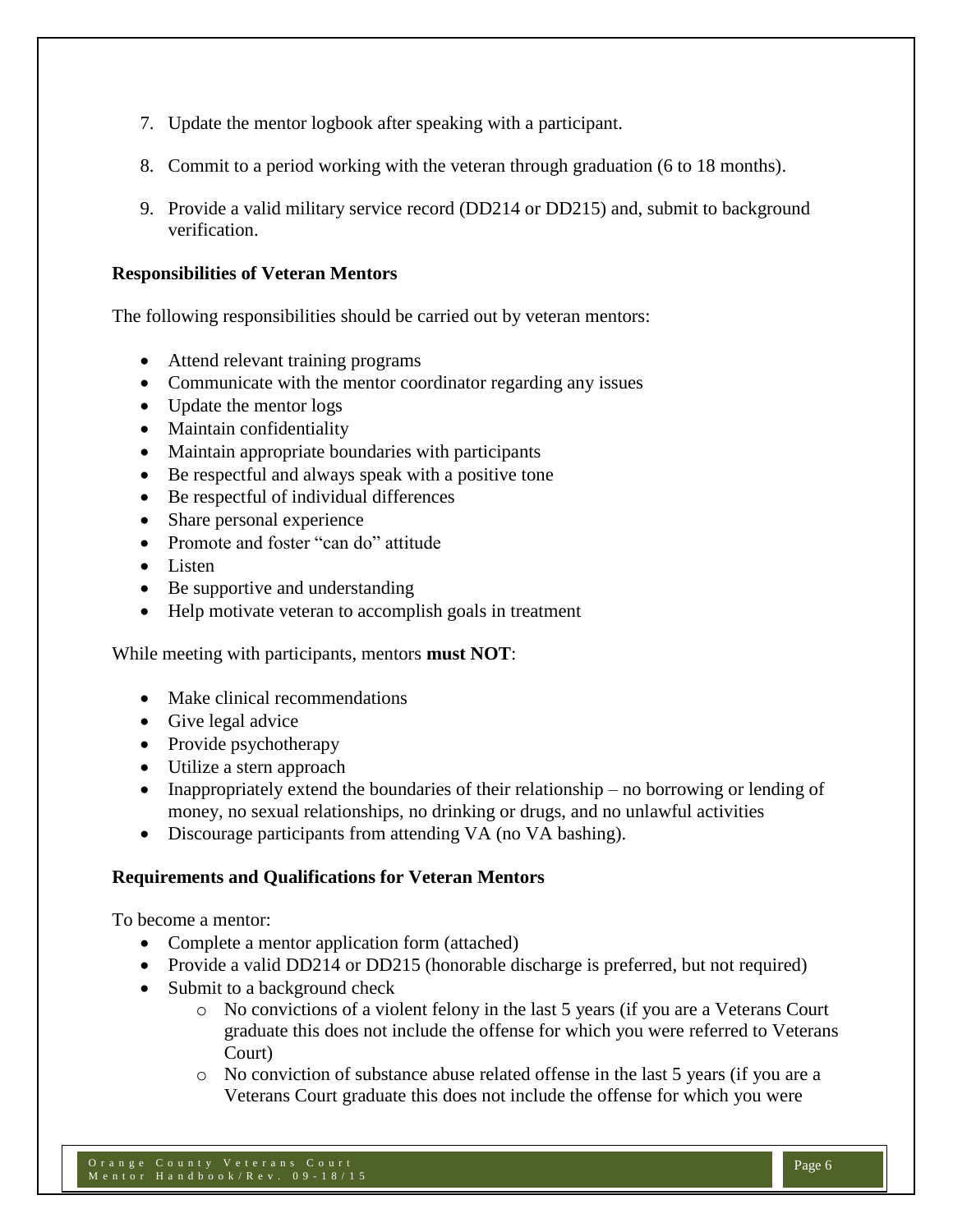7. Update the mentor logbook after speaking with a participant.

8. Commit to a period working with the veteran through graduation (6 to 18 months).

9. Provide a valid military service record (DD214 or DD215) and, submit to background verification.

**Responsibilities of Veteran Mentors**

The following responsibilities should be carried out by veteran mentors:

- Attend relevant training programs
- Communicate with the mentor coordinator regarding any issues
- Update the mentor logs
- Maintain confidentiality
- Maintain appropriate boundaries with participants
- Be respectful and always speak with a positive tone
- Be respectful of individual differences
- Share personal experience
- Promote and foster "can do" attitude
- Listen
- Be supportive and understanding
- Help motivate veteran to accomplish goals in treatment

While meeting with participants, mentors **must NOT**:

- Make clinical recommendations
- Give legal advice
- Provide psychotherapy
- Utilize a stern approach
- Inappropriately extend the boundaries of their relationship – no borrowing or lending of money, no sexual relationships, no drinking or drugs, and no unlawful activities
- Discourage participants from attending VA (no VA bashing).

**Requirements and Qualifications for Veteran Mentors**

To become a mentor:

- Complete a mentor application form (attached)
- Provide a valid DD214 or DD215 (honorable discharge is preferred, but not required)
- Submit to a background check
  - No convictions of a violent felony in the last 5 years (if you are a Veterans Court graduate this does not include the offense for which you were referred to Veterans Court)
  - No conviction of substance abuse related offense in the last 5 years (if you are a Veterans Court graduate this does not include the offense for which you were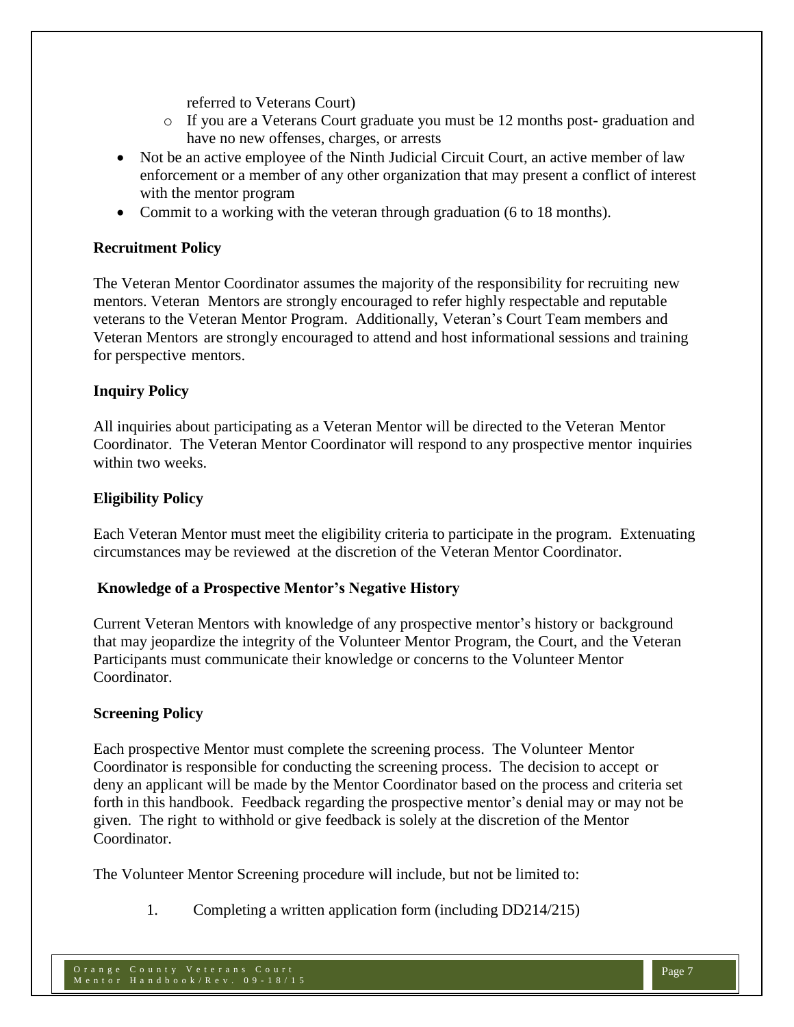referred to Veterans Court)
   - If you are a Veterans Court graduate you must be 12 months post- graduation and have no new offenses, charges, or arrests

- Not be an active employee of the Ninth Judicial Circuit Court, an active member of law enforcement or a member of any other organization that may present a conflict of interest with the mentor program
- Commit to a working with the veteran through graduation (6 to 18 months).

**Recruitment Policy**

The Veteran Mentor Coordinator assumes the majority of the responsibility for recruiting new mentors. Veteran Mentors are strongly encouraged to refer highly respectable and reputable veterans to the Veteran Mentor Program. Additionally, Veteran's Court Team members and Veteran Mentors are strongly encouraged to attend and host informational sessions and training for perspective mentors.

**Inquiry Policy**

All inquiries about participating as a Veteran Mentor will be directed to the Veteran Mentor Coordinator. The Veteran Mentor Coordinator will respond to any prospective mentor inquiries within two weeks.

**Eligibility Policy**

Each Veteran Mentor must meet the eligibility criteria to participate in the program. Extenuating circumstances may be reviewed at the discretion of the Veteran Mentor Coordinator.

**Knowledge of a Prospective Mentor's Negative History**

Current Veteran Mentors with knowledge of any prospective mentor's history or background that may jeopardize the integrity of the Volunteer Mentor Program, the Court, and the Veteran Participants must communicate their knowledge or concerns to the Volunteer Mentor Coordinator.

**Screening Policy**

Each prospective Mentor must complete the screening process. The Volunteer Mentor Coordinator is responsible for conducting the screening process. The decision to accept or deny an applicant will be made by the Mentor Coordinator based on the process and criteria set forth in this handbook. Feedback regarding the prospective mentor's denial may or may not be given. The right to withhold or give feedback is solely at the discretion of the Mentor Coordinator.

The Volunteer Mentor Screening procedure will include, but not be limited to:

1. Completing a written application form (including DD214/215)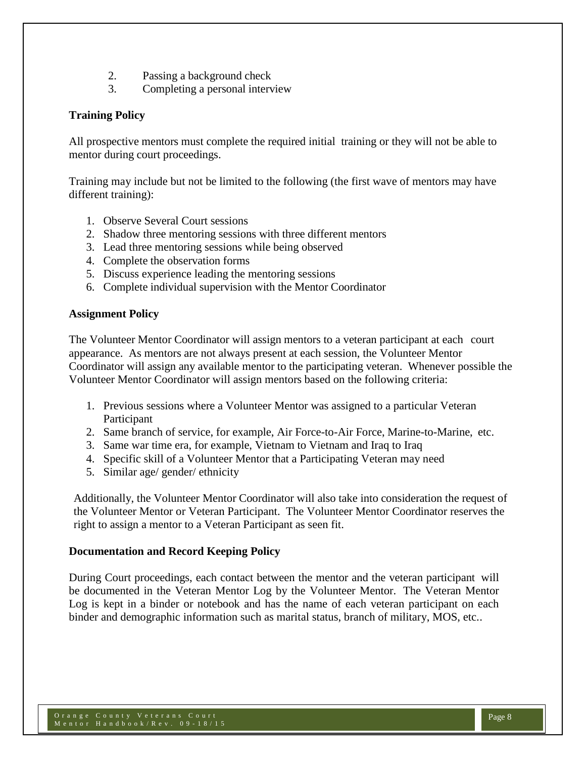2. Passing a background check
3. Completing a personal interview

**Training Policy**

All prospective mentors must complete the required initial training or they will not be able to mentor during court proceedings.

Training may include but not be limited to the following (the first wave of mentors may have different training):

1. Observe Several Court sessions
2. Shadow three mentoring sessions with three different mentors
3. Lead three mentoring sessions while being observed
4. Complete the observation forms
5. Discuss experience leading the mentoring sessions
6. Complete individual supervision with the Mentor Coordinator

**Assignment Policy**

The Volunteer Mentor Coordinator will assign mentors to a veteran participant at each court appearance. As mentors are not always present at each session, the Volunteer Mentor Coordinator will assign any available mentor to the participating veteran. Whenever possible the Volunteer Mentor Coordinator will assign mentors based on the following criteria:

1. Previous sessions where a Volunteer Mentor was assigned to a particular Veteran Participant
2. Same branch of service, for example, Air Force-to-Air Force, Marine-to-Marine, etc.
3. Same war time era, for example, Vietnam to Vietnam and Iraq to Iraq
4. Specific skill of a Volunteer Mentor that a Participating Veteran may need
5. Similar age/ gender/ ethnicity

Additionally, the Volunteer Mentor Coordinator will also take into consideration the request of the Volunteer Mentor or Veteran Participant. The Volunteer Mentor Coordinator reserves the right to assign a mentor to a Veteran Participant as seen fit.

**Documentation and Record Keeping Policy**

During Court proceedings, each contact between the mentor and the veteran participant will be documented in the Veteran Mentor Log by the Volunteer Mentor. The Veteran Mentor Log is kept in a binder or notebook and has the name of each veteran participant on each binder and demographic information such as marital status, branch of military, MOS, etc..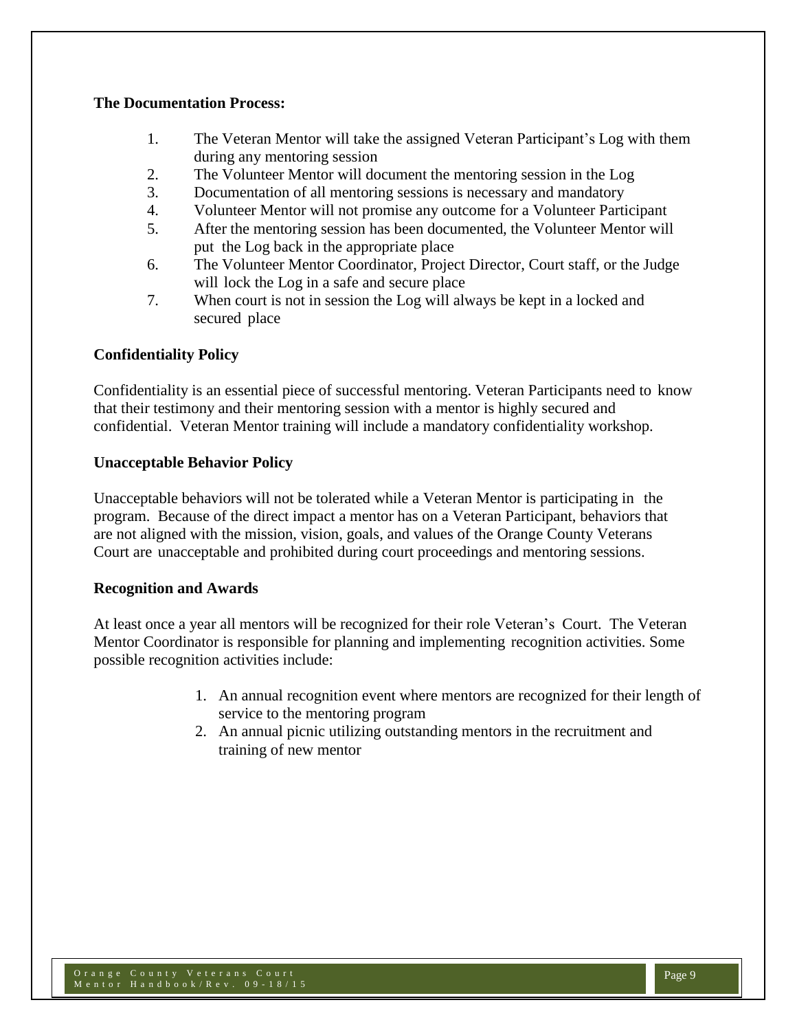**The Documentation Process:**

1. The Veteran Mentor will take the assigned Veteran Participant's Log with them during any mentoring session
2. The Volunteer Mentor will document the mentoring session in the Log
3. Documentation of all mentoring sessions is necessary and mandatory
4. Volunteer Mentor will not promise any outcome for a Volunteer Participant
5. After the mentoring session has been documented, the Volunteer Mentor will put the Log back in the appropriate place
6. The Volunteer Mentor Coordinator, Project Director, Court staff, or the Judge will lock the Log in a safe and secure place
7. When court is not in session the Log will always be kept in a locked and secured place

**Confidentiality Policy**

Confidentiality is an essential piece of successful mentoring. Veteran Participants need to know that their testimony and their mentoring session with a mentor is highly secured and confidential. Veteran Mentor training will include a mandatory confidentiality workshop.

**Unacceptable Behavior Policy**

Unacceptable behaviors will not be tolerated while a Veteran Mentor is participating in the program. Because of the direct impact a mentor has on a Veteran Participant, behaviors that are not aligned with the mission, vision, goals, and values of the Orange County Veterans Court are unacceptable and prohibited during court proceedings and mentoring sessions.

**Recognition and Awards**

At least once a year all mentors will be recognized for their role Veteran's Court. The Veteran Mentor Coordinator is responsible for planning and implementing recognition activities. Some possible recognition activities include:

1. An annual recognition event where mentors are recognized for their length of service to the mentoring program
2. An annual picnic utilizing outstanding mentors in the recruitment and training of new mentor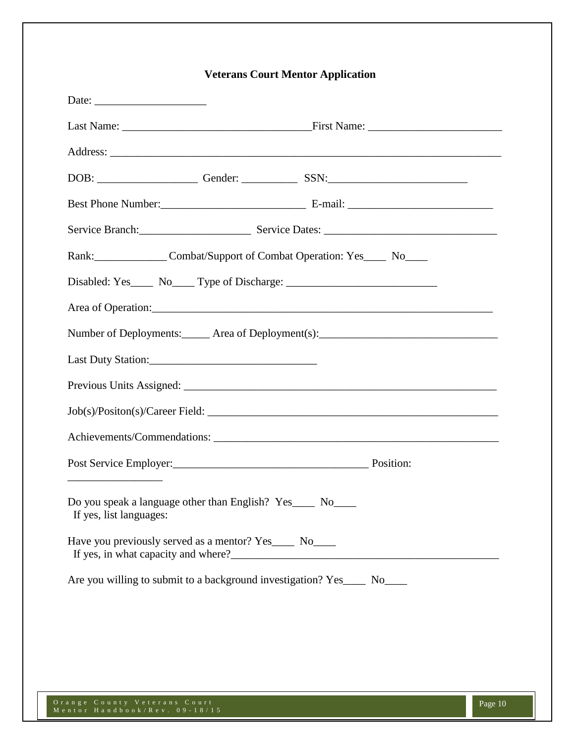**Veterans Court Mentor Application**

Date: ____________________

Last Name: _________________________________First Name: ________________________

Address: _________________________________________________________________________

DOB: __________________ Gender: __________ SSN:_________________________

Best Phone Number:__________________________ E-mail: __________________________

Service Branch:____________________ Service Dates: _______________________________

Rank:_____________ Combat/Support of Combat Operation: Yes____ No____

Disabled: Yes____ No____ Type of Discharge: ___________________________

Area of Operation:________________________________________________________________

Number of Deployments:_____ Area of Deployment(s):________________________________

Last Duty Station:______________________________

Previous Units Assigned: ___________________________________________________________

Job(s)/Positon(s)/Career Field: ______________________________________________________

Achievements/Commendations: ______________________________________________________

Post Service Employer:___________________________________ Position: _________________

Do you speak a language other than English? Yes____ No____
If yes, list languages:

Have you previously served as a mentor? Yes____ No____
If yes, in what capacity and where?_________________________________________________

Are you willing to submit to a background investigation? Yes____ No____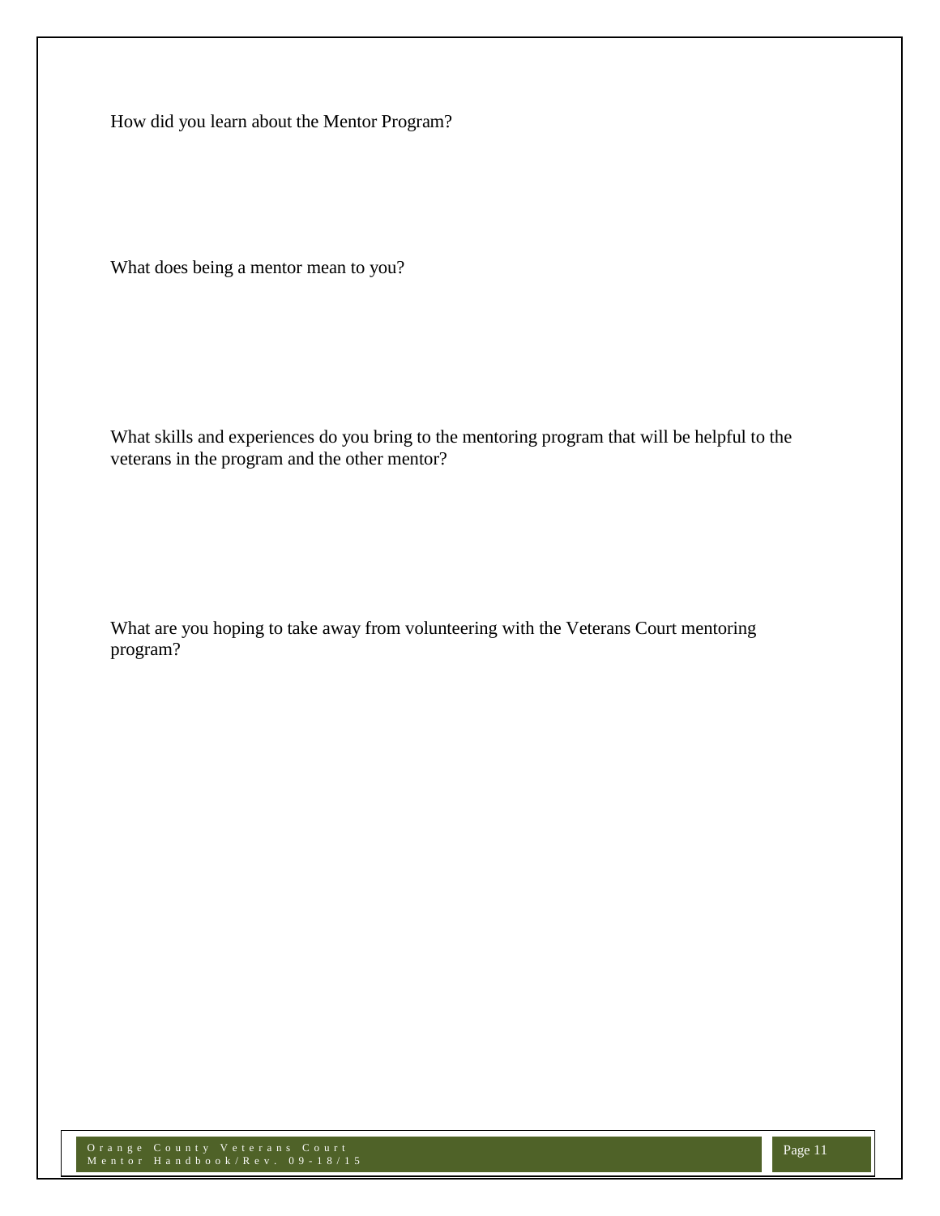How did you learn about the Mentor Program?

What does being a mentor mean to you?

What skills and experiences do you bring to the mentoring program that will be helpful to the veterans in the program and the other mentor?

What are you hoping to take away from volunteering with the Veterans Court mentoring program?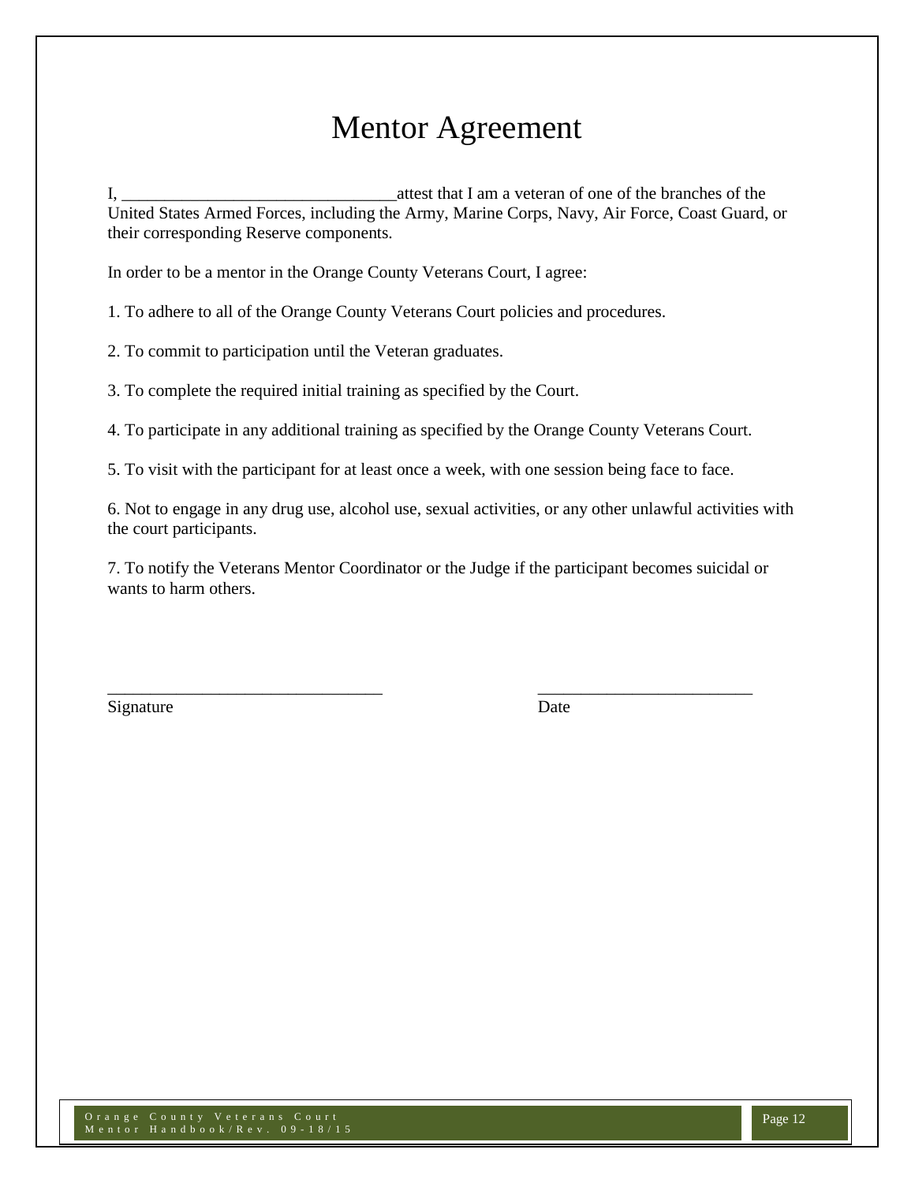# Mentor Agreement

I, ________________________________attest that I am a veteran of one of the branches of the United States Armed Forces, including the Army, Marine Corps, Navy, Air Force, Coast Guard, or their corresponding Reserve components.

In order to be a mentor in the Orange County Veterans Court, I agree:

1. To adhere to all of the Orange County Veterans Court policies and procedures.

2. To commit to participation until the Veteran graduates.

3. To complete the required initial training as specified by the Court.

4. To participate in any additional training as specified by the Orange County Veterans Court.

5. To visit with the participant for at least once a week, with one session being face to face.

6. Not to engage in any drug use, alcohol use, sexual activities, or any other unlawful activities with the court participants.

7. To notify the Veterans Mentor Coordinator or the Judge if the participant becomes suicidal or wants to harm others.

________________________________ &nbsp;&nbsp;&nbsp;&nbsp;&nbsp;&nbsp;&nbsp;&nbsp;&nbsp;&nbsp;&nbsp;&nbsp;&nbsp;&nbsp;&nbsp;&nbsp; _________________________
Signature &nbsp;&nbsp;&nbsp;&nbsp;&nbsp;&nbsp;&nbsp;&nbsp;&nbsp;&nbsp;&nbsp;&nbsp;&nbsp;&nbsp;&nbsp;&nbsp;&nbsp;&nbsp;&nbsp;&nbsp;&nbsp;&nbsp;&nbsp;&nbsp;&nbsp;&nbsp;&nbsp;&nbsp;&nbsp;&nbsp;&nbsp;&nbsp;&nbsp;&nbsp;&nbsp;&nbsp;&nbsp;&nbsp;&nbsp;&nbsp;&nbsp;&nbsp; Date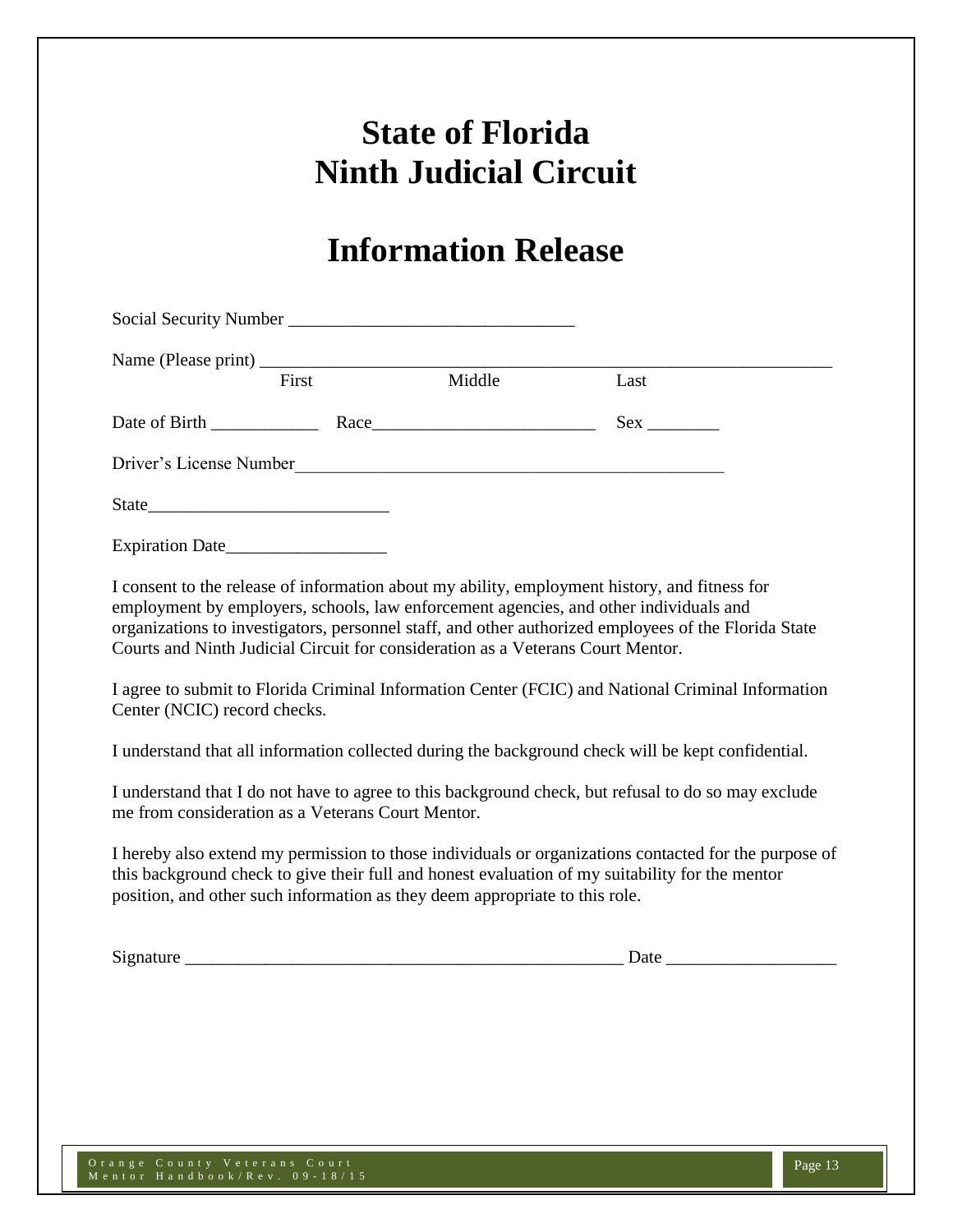# State of Florida
# Ninth Judicial Circuit

# Information Release

Social Security Number _______________________________

Name (Please print) ___________________________________________________________________
First Middle Last

Date of Birth ____________ Race_________________________ Sex ________

Driver's License Number_________________________________________________

State___________________________

Expiration Date__________________

I consent to the release of information about my ability, employment history, and fitness for employment by employers, schools, law enforcement agencies, and other individuals and organizations to investigators, personnel staff, and other authorized employees of the Florida State Courts and Ninth Judicial Circuit for consideration as a Veterans Court Mentor.

I agree to submit to Florida Criminal Information Center (FCIC) and National Criminal Information Center (NCIC) record checks.

I understand that all information collected during the background check will be kept confidential.

I understand that I do not have to agree to this background check, but refusal to do so may exclude me from consideration as a Veterans Court Mentor.

I hereby also extend my permission to those individuals or organizations contacted for the purpose of this background check to give their full and honest evaluation of my suitability for the mentor position, and other such information as they deem appropriate to this role.

Signature __________________________________________________ Date ___________________